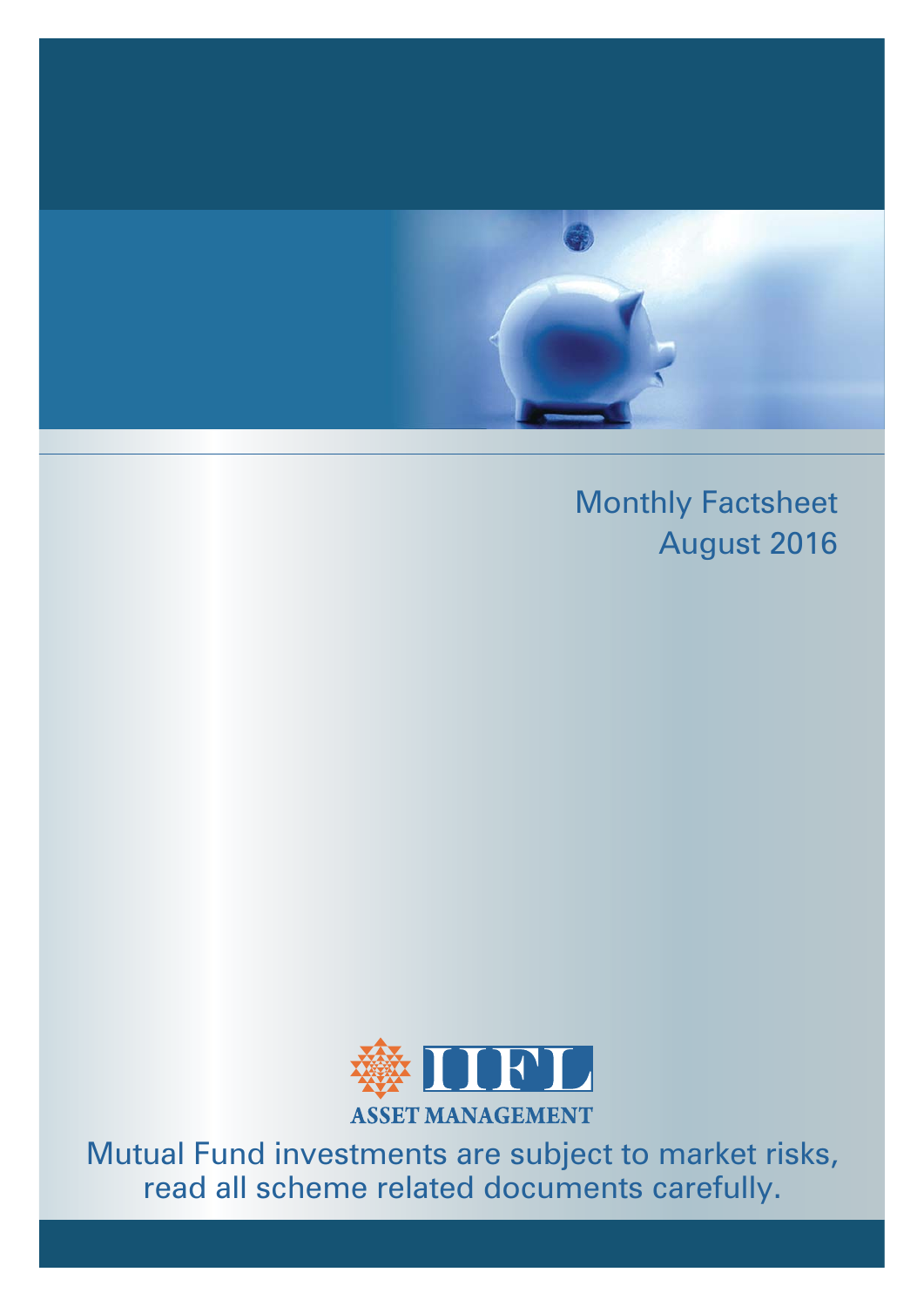# Monthly Factsheet
## August 2016

IIFL

ASSET MANAGEMENT

Mutual Fund investments are subject to market risks, read all scheme related documents carefully.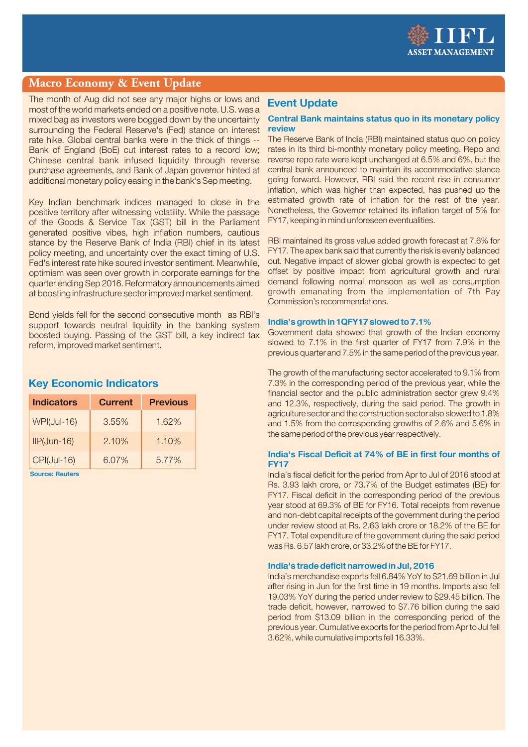## Macro Economy & Event Update

The month of Aug did not see any major highs or lows and most of the world markets ended on a positive note. U.S. was a mixed bag as investors were bogged down by the uncertainty surrounding the Federal Reserve's (Fed) stance on interest rate hike. Global central banks were in the thick of things -- Bank of England (BoE) cut interest rates to a record low; Chinese central bank infused liquidity through reverse purchase agreements, and Bank of Japan governor hinted at additional monetary policy easing in the bank's Sep meeting.

Key Indian benchmark indices managed to close in the positive territory after witnessing volatility. While the passage of the Goods & Service Tax (GST) bill in the Parliament generated positive vibes, high inflation numbers, cautious stance by the Reserve Bank of India (RBI) chief in its latest policy meeting, and uncertainty over the exact timing of U.S. Fed's interest rate hike soured investor sentiment. Meanwhile, optimism was seen over growth in corporate earnings for the quarter ending Sep 2016. Reformatory announcements aimed at boosting infrastructure sector improved market sentiment.

Bond yields fell for the second consecutive month as RBI's support towards neutral liquidity in the banking system boosted buying. Passing of the GST bill, a key indirect tax reform, improved market sentiment.

### Key Economic Indicators

| Indicators | Current | Previous |
|---|---|---|
| WPI(Jul-16) | 3.55% | 1.62% |
| IIP(Jun-16) | 2.10% | 1.10% |
| CPI(Jul-16) | 6.07% | 5.77% |

Source: Reuters

### Event Update

#### Central Bank maintains status quo in its monetary policy review

The Reserve Bank of India (RBI) maintained status quo on policy rates in its third bi-monthly monetary policy meeting. Repo and reverse repo rate were kept unchanged at 6.5% and 6%, but the central bank announced to maintain its accommodative stance going forward. However, RBI said the recent rise in consumer inflation, which was higher than expected, has pushed up the estimated growth rate of inflation for the rest of the year. Nonetheless, the Governor retained its inflation target of 5% for FY17, keeping in mind unforeseen eventualities.

RBI maintained its gross value added growth forecast at 7.6% for FY17. The apex bank said that currently the risk is evenly balanced out. Negative impact of slower global growth is expected to get offset by positive impact from agricultural growth and rural demand following normal monsoon as well as consumption growth emanating from the implementation of 7th Pay Commission's recommendations.

#### India's growth in 1QFY17 slowed to 7.1%

Government data showed that growth of the Indian economy slowed to 7.1% in the first quarter of FY17 from 7.9% in the previous quarter and 7.5% in the same period of the previous year.

The growth of the manufacturing sector accelerated to 9.1% from 7.3% in the corresponding period of the previous year, while the financial sector and the public administration sector grew 9.4% and 12.3%, respectively, during the said period. The growth in agriculture sector and the construction sector also slowed to 1.8% and 1.5% from the corresponding growths of 2.6% and 5.6% in the same period of the previous year respectively.

#### India's Fiscal Deficit at 74% of BE in first four months of FY17

India's fiscal deficit for the period from Apr to Jul of 2016 stood at Rs. 3.93 lakh crore, or 73.7% of the Budget estimates (BE) for FY17. Fiscal deficit in the corresponding period of the previous year stood at 69.3% of BE for FY16. Total receipts from revenue and non-debt capital receipts of the government during the period under review stood at Rs. 2.63 lakh crore or 18.2% of the BE for FY17. Total expenditure of the government during the said period was Rs. 6.57 lakh crore, or 33.2% of the BE for FY17.

#### India's trade deficit narrowed in Jul, 2016

India's merchandise exports fell 6.84% YoY to $21.69 billion in Jul after rising in Jun for the first time in 19 months. Imports also fell 19.03% YoY during the period under review to $29.45 billion. The trade deficit, however, narrowed to $7.76 billion during the said period from $13.09 billion in the corresponding period of the previous year. Cumulative exports for the period from Apr to Jul fell 3.62%, while cumulative imports fell 16.33%.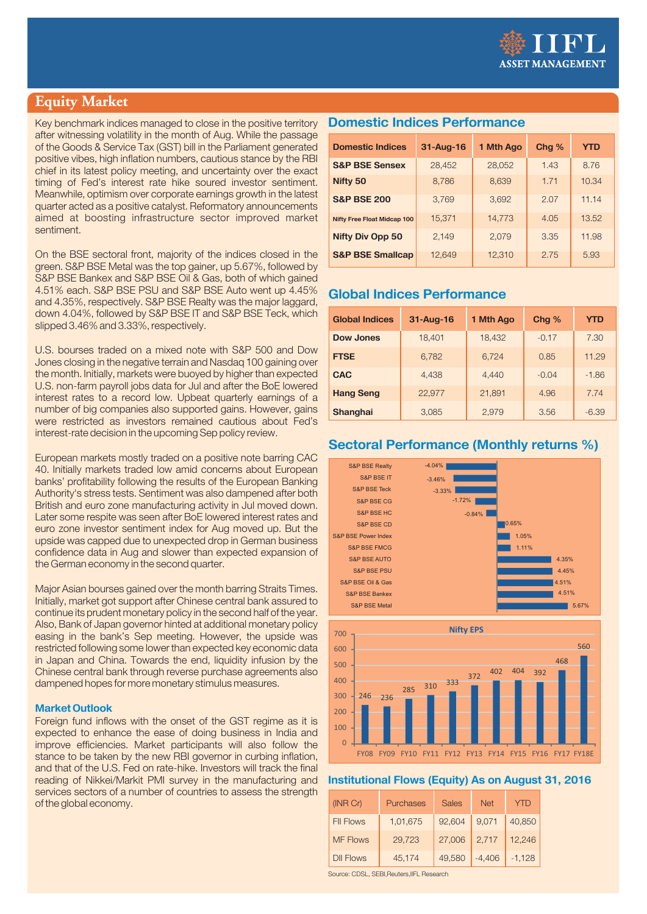## Equity Market

Key benchmark indices managed to close in the positive territory after witnessing volatility in the month of Aug. While the passage of the Goods & Service Tax (GST) bill in the Parliament generated positive vibes, high inflation numbers, cautious stance by the RBI chief in its latest policy meeting, and uncertainty over the exact timing of Fed's interest rate hike soured investor sentiment. Meanwhile, optimism over corporate earnings growth in the latest quarter acted as a positive catalyst. Reformatory announcements aimed at boosting infrastructure sector improved market sentiment.

On the BSE sectoral front, majority of the indices closed in the green. S&P BSE Metal was the top gainer, up 5.67%, followed by S&P BSE Bankex and S&P BSE Oil & Gas, both of which gained 4.51% each. S&P BSE PSU and S&P BSE Auto went up 4.45% and 4.35%, respectively. S&P BSE Realty was the major laggard, down 4.04%, followed by S&P BSE IT and S&P BSE Teck, which slipped 3.46% and 3.33%, respectively.

U.S. bourses traded on a mixed note with S&P 500 and Dow Jones closing in the negative terrain and Nasdaq 100 gaining over the month. Initially, markets were buoyed by higher than expected U.S. non-farm payroll jobs data for Jul and after the BoE lowered interest rates to a record low. Upbeat quarterly earnings of a number of big companies also supported gains. However, gains were restricted as investors remained cautious about Fed's interest-rate decision in the upcoming Sep policy review.

European markets mostly traded on a positive note barring CAC 40. Initially markets traded low amid concerns about European banks' profitability following the results of the European Banking Authority's stress tests. Sentiment was also dampened after both British and euro zone manufacturing activity in Jul moved down. Later some respite was seen after BoE lowered interest rates and euro zone investor sentiment index for Aug moved up. But the upside was capped due to unexpected drop in German business confidence data in Aug and slower than expected expansion of the German economy in the second quarter.

Major Asian bourses gained over the month barring Straits Times. Initially, market got support after Chinese central bank assured to continue its prudent monetary policy in the second half of the year. Also, Bank of Japan governor hinted at additional monetary policy easing in the bank's Sep meeting. However, the upside was restricted following some lower than expected key economic data in Japan and China. Towards the end, liquidity infusion by the Chinese central bank through reverse purchase agreements also dampened hopes for more monetary stimulus measures.

### Market Outlook

Foreign fund inflows with the onset of the GST regime as it is expected to enhance the ease of doing business in India and improve efficiencies. Market participants will also follow the stance to be taken by the new RBI governor in curbing inflation, and that of the U.S. Fed on rate-hike. Investors will track the final reading of Nikkei/Markit PMI survey in the manufacturing and services sectors of a number of countries to assess the strength of the global economy.

### Domestic Indices Performance

| Domestic Indices | 31-Aug-16 | 1 Mth Ago | Chg % | YTD |
|---|---|---|---|---|
| S&P BSE Sensex | 28,452 | 28,052 | 1.43 | 8.76 |
| Nifty 50 | 8,786 | 8,639 | 1.71 | 10.34 |
| S&P BSE 200 | 3,769 | 3,692 | 2.07 | 11.14 |
| Nifty Free Float Midcap 100 | 15,371 | 14,773 | 4.05 | 13.52 |
| Nifty Div Opp 50 | 2,149 | 2,079 | 3.35 | 11.98 |
| S&P BSE Smallcap | 12,649 | 12,310 | 2.75 | 5.93 |

### Global Indices Performance

| Global Indices | 31-Aug-16 | 1 Mth Ago | Chg % | YTD |
|---|---|---|---|---|
| Dow Jones | 18,401 | 18,432 | -0.17 | 7.30 |
| FTSE | 6,782 | 6,724 | 0.85 | 11.29 |
| CAC | 4,438 | 4,440 | -0.04 | -1.86 |
| Hang Seng | 22,977 | 21,891 | 4.96 | 7.74 |
| Shanghai | 3,085 | 2,979 | 3.56 | -6.39 |

### Sectoral Performance (Monthly returns %)

| Sector | Return |
|---|---|
| S&P BSE Realty | -4.04% |
| S&P BSE IT | -3.46% |
| S&P BSE Teck | -3.33% |
| S&P BSE CG | -1.72% |
| S&P BSE HC | -0.84% |
| S&P BSE CD | 0.65% |
| S&P BSE Power Index | 1.05% |
| S&P BSE FMCG | 1.11% |
| S&P BSE AUTO | 4.35% |
| S&P BSE PSU | 4.45% |
| S&P BSE Oil & Gas | 4.51% |
| S&P BSE Bankex | 4.51% |
| S&P BSE Metal | 5.67% |

**Nifty EPS**

| FY08 | FY09 | FY10 | FY11 | FY12 | FY13 | FY14 | FY15 | FY16 | FY17 | FY18E |
|---|---|---|---|---|---|---|---|---|---|---|
| 246 | 236 | 285 | 310 | 333 | 372 | 402 | 404 | 392 | 468 | 560 |

### Institutional Flows (Equity) As on August 31, 2016

| (INR Cr) | Purchases | Sales | Net | YTD |
|---|---|---|---|---|
| FII Flows | 1,01,675 | 92,604 | 9,071 | 40,850 |
| MF Flows | 29,723 | 27,006 | 2,717 | 12,246 |
| DII Flows | 45,174 | 49,580 | -4,406 | -1,128 |

Source: CDSL, SEBI,Reuters,IIFL Research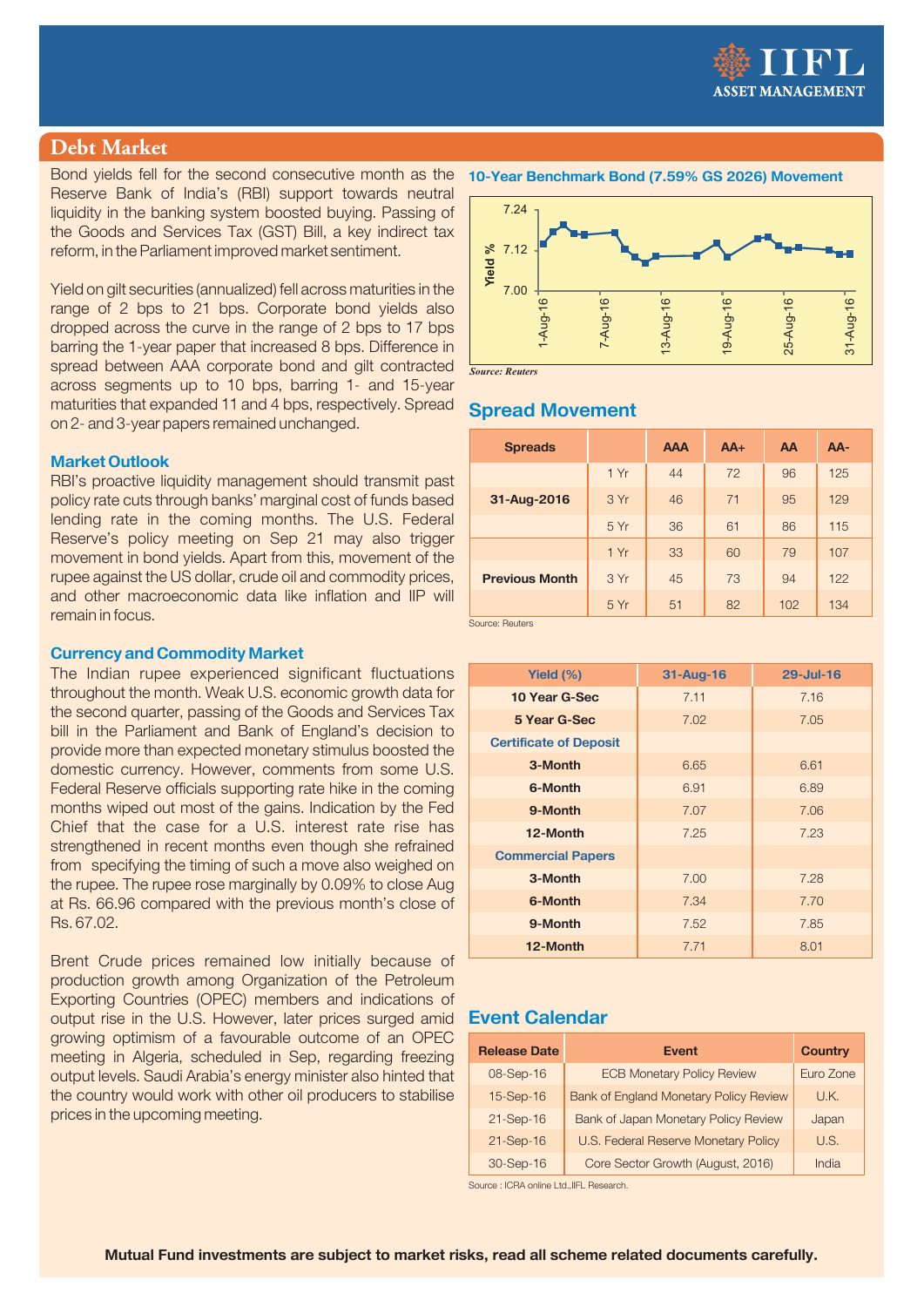## Debt Market

Bond yields fell for the second consecutive month as the Reserve Bank of India's (RBI) support towards neutral liquidity in the banking system boosted buying. Passing of the Goods and Services Tax (GST) Bill, a key indirect tax reform, in the Parliament improved market sentiment.

Yield on gilt securities (annualized) fell across maturities in the range of 2 bps to 21 bps. Corporate bond yields also dropped across the curve in the range of 2 bps to 17 bps barring the 1-year paper that increased 8 bps. Difference in spread between AAA corporate bond and gilt contracted across segments up to 10 bps, barring 1- and 15-year maturities that expanded 11 and 4 bps, respectively. Spread on 2- and 3-year papers remained unchanged.

### Market Outlook

RBI's proactive liquidity management should transmit past policy rate cuts through banks' marginal cost of funds based lending rate in the coming months. The U.S. Federal Reserve's policy meeting on Sep 21 may also trigger movement in bond yields. Apart from this, movement of the rupee against the US dollar, crude oil and commodity prices, and other macroeconomic data like inflation and IIP will remain in focus.

### Currency and Commodity Market

The Indian rupee experienced significant fluctuations throughout the month. Weak U.S. economic growth data for the second quarter, passing of the Goods and Services Tax bill in the Parliament and Bank of England's decision to provide more than expected monetary stimulus boosted the domestic currency. However, comments from some U.S. Federal Reserve officials supporting rate hike in the coming months wiped out most of the gains. Indication by the Fed Chief that the case for a U.S. interest rate rise has strengthened in recent months even though she refrained from specifying the timing of such a move also weighed on the rupee. The rupee rose marginally by 0.09% to close Aug at Rs. 66.96 compared with the previous month's close of Rs. 67.02.

Brent Crude prices remained low initially because of production growth among Organization of the Petroleum Exporting Countries (OPEC) members and indications of output rise in the U.S. However, later prices surged amid growing optimism of a favourable outcome of an OPEC meeting in Algeria, scheduled in Sep, regarding freezing output levels. Saudi Arabia's energy minister also hinted that the country would work with other oil producers to stabilise prices in the upcoming meeting.

### 10-Year Benchmark Bond (7.59% GS 2026) Movement

*Source: Reuters*

### Spread Movement

| Spreads | | AAA | AA+ | AA | AA- |
|---|---|---|---|---|---|
| 31-Aug-2016 | 1 Yr | 44 | 72 | 96 | 125 |
| | 3 Yr | 46 | 71 | 95 | 129 |
| | 5 Yr | 36 | 61 | 86 | 115 |
| Previous Month | 1 Yr | 33 | 60 | 79 | 107 |
| | 3 Yr | 45 | 73 | 94 | 122 |
| | 5 Yr | 51 | 82 | 102 | 134 |

Source: Reuters

| Yield (%) | 31-Aug-16 | 29-Jul-16 |
|---|---|---|
| 10 Year G-Sec | 7.11 | 7.16 |
| 5 Year G-Sec | 7.02 | 7.05 |
| **Certificate of Deposit** | | |
| 3-Month | 6.65 | 6.61 |
| 6-Month | 6.91 | 6.89 |
| 9-Month | 7.07 | 7.06 |
| 12-Month | 7.25 | 7.23 |
| **Commercial Papers** | | |
| 3-Month | 7.00 | 7.28 |
| 6-Month | 7.34 | 7.70 |
| 9-Month | 7.52 | 7.85 |
| 12-Month | 7.71 | 8.01 |

### Event Calendar

| Release Date | Event | Country |
|---|---|---|
| 08-Sep-16 | ECB Monetary Policy Review | Euro Zone |
| 15-Sep-16 | Bank of England Monetary Policy Review | U.K. |
| 21-Sep-16 | Bank of Japan Monetary Policy Review | Japan |
| 21-Sep-16 | U.S. Federal Reserve Monetary Policy | U.S. |
| 30-Sep-16 | Core Sector Growth (August, 2016) | India |

Source : ICRA online Ltd.,IIFL Research.

**Mutual Fund investments are subject to market risks, read all scheme related documents carefully.**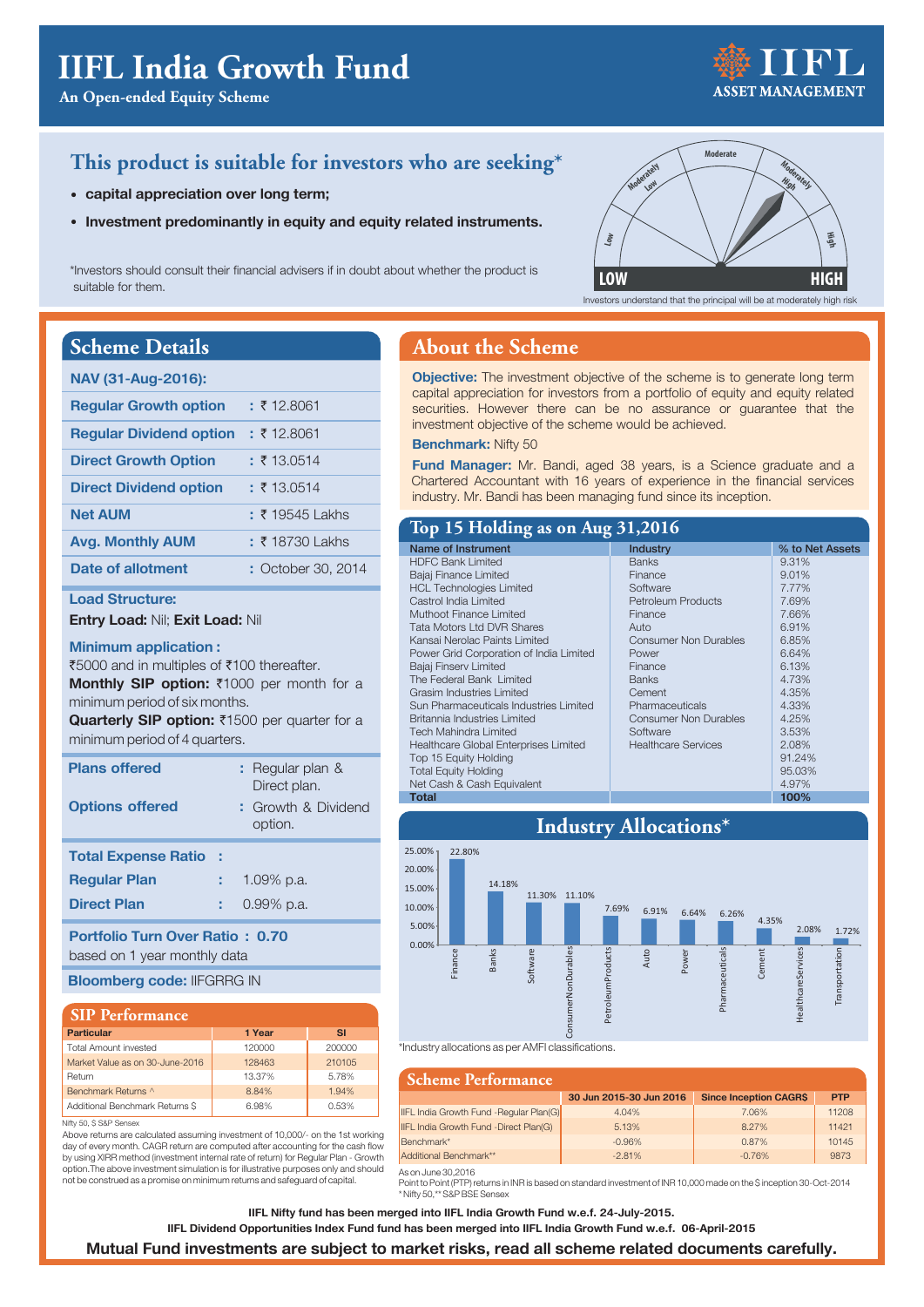# IIFL India Growth Fund

**An Open-ended Equity Scheme**

IIFL ASSET MANAGEMENT

## This product is suitable for investors who are seeking*

- **capital appreciation over long term;**
- **Investment predominantly in equity and equity related instruments.**

*Investors should consult their financial advisers if in doubt about whether the product is suitable for them.

Investors understand that the principal will be at moderately high risk

## Scheme Details

| NAV (31-Aug-2016): | |
|---|---|
| Regular Growth option | : ₹ 12.8061 |
| Regular Dividend option | : ₹ 12.8061 |
| Direct Growth Option | : ₹ 13.0514 |
| Direct Dividend option | : ₹ 13.0514 |
| Net AUM | : ₹ 19545 Lakhs |
| Avg. Monthly AUM | : ₹ 18730 Lakhs |
| Date of allotment | : October 30, 2014 |

**Load Structure:**

**Entry Load:** Nil; **Exit Load:** Nil

**Minimum application :**

₹5000 and in multiples of ₹100 thereafter.

**Monthly SIP option:** ₹1000 per month for a minimum period of six months.

**Quarterly SIP option:** ₹1500 per quarter for a minimum period of 4 quarters.

| | |
|---|---|
| Plans offered | : Regular plan & Direct plan. |
| Options offered | : Growth & Dividend option. |

| Total Expense Ratio : | |
|---|---|
| Regular Plan | : 1.09% p.a. |
| Direct Plan | : 0.99% p.a. |

**Portfolio Turn Over Ratio : 0.70**

based on 1 year monthly data

**Bloomberg code:** IIFGRRG IN

## SIP Performance

| Particular | 1 Year | SI |
|---|---|---|
| Total Amount invested | 120000 | 200000 |
| Market Value as on 30-June-2016 | 128463 | 210105 |
| Return | 13.37% | 5.78% |
| Benchmark Returns ^ | 8.84% | 1.94% |
| Additional Benchmark Returns $ | 6.98% | 0.53% |

Nifty 50, $ S&P Sensex

Above returns are calculated assuming investment of 10,000/- on the 1st working day of every month. CAGR return are computed after accounting for the cash flow by using XIRR method (investment internal rate of return) for Regular Plan - Growth option.The above investment simulation is for illustrative purposes only and should not be construed as a promise on minimum returns and safeguard of capital.

## About the Scheme

**Objective:** The investment objective of the scheme is to generate long term capital appreciation for investors from a portfolio of equity and equity related securities. However there can be no assurance or guarantee that the investment objective of the scheme would be achieved.

**Benchmark:** Nifty 50

**Fund Manager:** Mr. Bandi, aged 38 years, is a Science graduate and a Chartered Accountant with 16 years of experience in the financial services industry. Mr. Bandi has been managing fund since its inception.

## Top 15 Holding as on Aug 31,2016

| Name of Instrument | Industry | % to Net Assets |
|---|---|---|
| HDFC Bank Limited | Banks | 9.31% |
| Bajaj Finance Limited | Finance | 9.01% |
| HCL Technologies Limited | Software | 7.77% |
| Castrol India Limited | Petroleum Products | 7.69% |
| Muthoot Finance Limited | Finance | 7.66% |
| Tata Motors Ltd DVR Shares | Auto | 6.91% |
| Kansai Nerolac Paints Limited | Consumer Non Durables | 6.85% |
| Power Grid Corporation of India Limited | Power | 6.64% |
| Bajaj Finserv Limited | Finance | 6.13% |
| The Federal Bank Limited | Banks | 4.73% |
| Grasim Industries Limited | Cement | 4.35% |
| Sun Pharmaceuticals Industries Limited | Pharmaceuticals | 4.33% |
| Britannia Industries Limited | Consumer Non Durables | 4.25% |
| Tech Mahindra Limited | Software | 3.53% |
| Healthcare Global Enterprises Limited | Healthcare Services | 2.08% |
| Top 15 Equity Holding | | 91.24% |
| Total Equity Holding | | 95.03% |
| Net Cash & Cash Equivalent | | 4.97% |
| **Total** | | **100%** |

## Industry Allocations*

| Industry | Allocation |
|---|---|
| Finance | 22.80% |
| Banks | 14.18% |
| Software | 11.30% |
| ConsumerNonDurables | 11.10% |
| PetroleumProducts | 7.69% |
| Auto | 6.91% |
| Power | 6.64% |
| Pharmaceuticals | 6.26% |
| Cement | 4.35% |
| HealthcareServices | 2.08% |
| Transportation | 1.72% |

*Industry allocations as per AMFI classifications.

## Scheme Performance

| | 30 Jun 2015-30 Jun 2016 | Since Inception CAGR$ | PTP |
|---|---|---|---|
| IIFL India Growth Fund -Regular Plan(G) | 4.04% | 7.06% | 11208 |
| IIFL India Growth Fund -Direct Plan(G) | 5.13% | 8.27% | 11421 |
| Benchmark* | -0.96% | 0.87% | 10145 |
| Additional Benchmark** | -2.81% | -0.76% | 9873 |

As on June 30,2016

Point to Point (PTP) returns in INR is based on standard investment of INR 10,000 made on the $ inception 30-Oct-2014

* Nifty 50,** S&P BSE Sensex

**IIFL Nifty fund has been merged into IIFL India Growth Fund w.e.f. 24-July-2015.**

**IIFL Dividend Opportunities Index Fund fund has been merged into IIFL India Growth Fund w.e.f. 06-April-2015**

**Mutual Fund investments are subject to market risks, read all scheme related documents carefully.**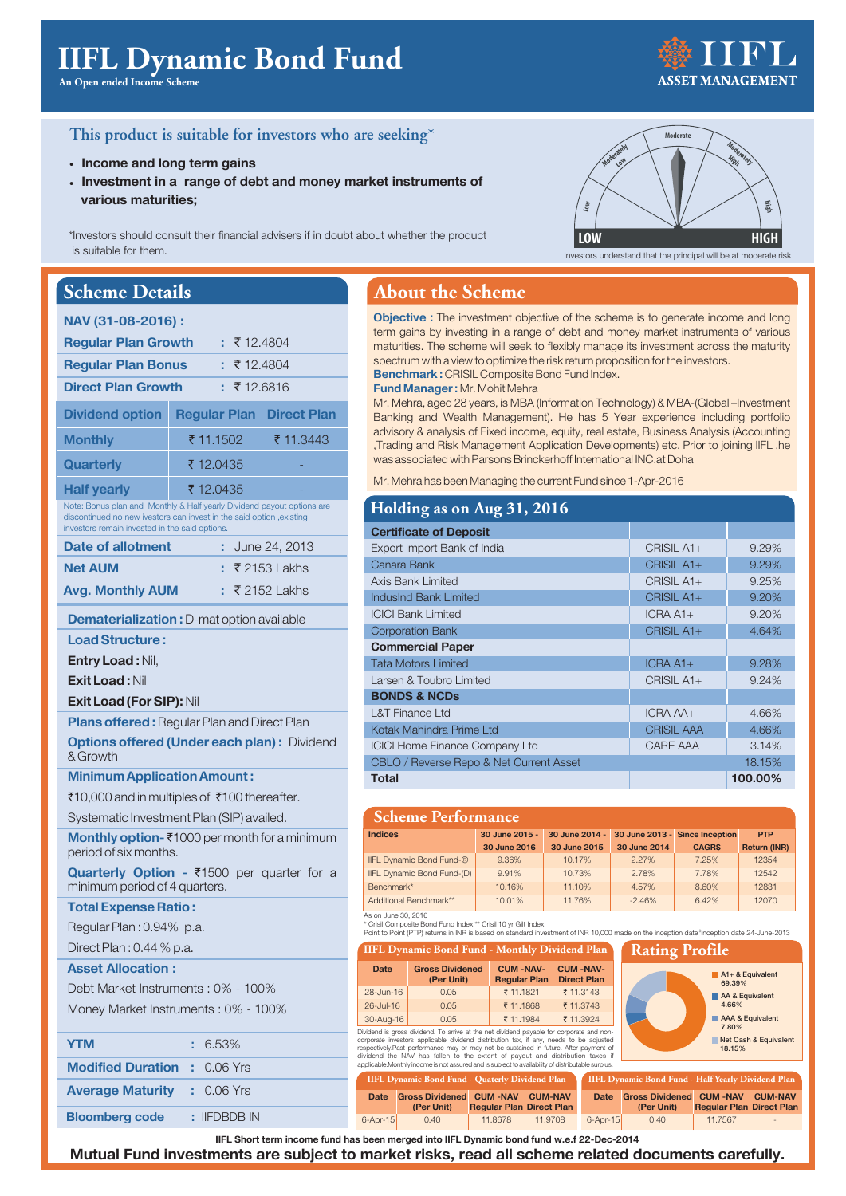# IIFL Dynamic Bond Fund

An Open ended Income Scheme

IIFL ASSET MANAGEMENT

## This product is suitable for investors who are seeking*

- **Income and long term gains**
- **Investment in a range of debt and money market instruments of various maturities;**

*Investors should consult their financial advisers if in doubt about whether the product is suitable for them.

Investors understand that the principal will be at moderate risk

## Scheme Details

**NAV (31-08-2016) :**

| | |
|---|---|
| **Regular Plan Growth** | : ₹ 12.4804 |
| **Regular Plan Bonus** | : ₹ 12.4804 |
| **Direct Plan Growth** | : ₹ 12.6816 |

| Dividend option | Regular Plan | Direct Plan |
|---|---|---|
| Monthly | ₹ 11.1502 | ₹ 11.3443 |
| Quarterly | ₹ 12.0435 | - |
| Half yearly | ₹ 12.0435 | - |

Note: Bonus plan and Monthly & Half yearly Dividend payout options are discontinued no new ivestors can invest in the said option ,existing investors remain invested in the said options.

| | |
|---|---|
| **Date of allotment** | : June 24, 2013 |
| **Net AUM** | : ₹ 2153 Lakhs |
| **Avg. Monthly AUM** | : ₹ 2152 Lakhs |

**Dematerialization :** D-mat option available

**Load Structure :**

**Entry Load :** Nil,

**Exit Load :** Nil

**Exit Load (For SIP):** Nil

**Plans offered :** Regular Plan and Direct Plan

**Options offered (Under each plan) :** Dividend & Growth

**Minimum Application Amount :**

₹10,000 and in multiples of ₹100 thereafter.

Systematic Investment Plan (SIP) availed.

**Monthly option-** ₹1000 per month for a minimum period of six months.

**Quarterly Option -** ₹1500 per quarter for a minimum period of 4 quarters.

**Total Expense Ratio :**

Regular Plan : 0.94% p.a.

Direct Plan : 0.44 % p.a.

**Asset Allocation :**

Debt Market Instruments : 0% - 100%

Money Market Instruments : 0% - 100%

| | |
|---|---|
| **YTM** | : 6.53% |
| **Modified Duration** | : 0.06 Yrs |
| **Average Maturity** | : 0.06 Yrs |
| **Bloomberg code** | : IIFDBDB IN |

## About the Scheme

**Objective :** The investment objective of the scheme is to generate income and long term gains by investing in a range of debt and money market instruments of various maturities. The scheme will seek to flexibly manage its investment across the maturity spectrum with a view to optimize the risk return proposition for the investors.

**Benchmark :** CRISIL Composite Bond Fund Index.

**Fund Manager :** Mr. Mohit Mehra

Mr. Mehra, aged 28 years, is MBA (Information Technology) & MBA-(Global –Investment Banking and Wealth Management). He has 5 Year experience including portfolio advisory & analysis of Fixed income, equity, real estate, Business Analysis (Accounting ,Trading and Risk Management Application Developments) etc. Prior to joining IIFL ,he was associated with Parsons Brinckerhoff International INC.at Doha

Mr. Mehra has been Managing the current Fund since 1-Apr-2016

## Holding as on Aug 31, 2016

| | | |
|---|---|---|
| **Certificate of Deposit** | | |
| Export Import Bank of India | CRISIL A1+ | 9.29% |
| Canara Bank | CRISIL A1+ | 9.29% |
| Axis Bank Limited | CRISIL A1+ | 9.25% |
| IndusInd Bank Limited | CRISIL A1+ | 9.20% |
| ICICI Bank Limited | ICRA A1+ | 9.20% |
| Corporation Bank | CRISIL A1+ | 4.64% |
| **Commercial Paper** | | |
| Tata Motors Limited | ICRA A1+ | 9.28% |
| Larsen & Toubro Limited | CRISIL A1+ | 9.24% |
| **BONDS & NCDs** | | |
| L&T Finance Ltd | ICRA AA+ | 4.66% |
| Kotak Mahindra Prime Ltd | CRISIL AAA | 4.66% |
| ICICI Home Finance Company Ltd | CARE AAA | 3.14% |
| CBLO / Reverse Repo & Net Current Asset | | 18.15% |
| **Total** | | **100.00%** |

## Scheme Performance

| Indices | 30 June 2015 - 30 June 2016 | 30 June 2014 - 30 June 2015 | 30 June 2013 - 30 June 2014 | Since Inception CAGR$ | PTP Return (INR) |
|---|---|---|---|---|---|
| IIFL Dynamic Bond Fund-® | 9.36% | 10.17% | 2.27% | 7.25% | 12354 |
| IIFL Dynamic Bond Fund-(D) | 9.91% | 10.73% | 2.78% | 7.78% | 12542 |
| Benchmark* | 10.16% | 11.10% | 4.57% | 8.60% | 12831 |
| Additional Benchmark** | 10.01% | 11.76% | -2.46% | 6.42% | 12070 |

As on June 30, 2016

* Crisil Composite Bond Fund Index,** Crisil 10 yr Gilt Index

Point to Point (PTP) returns in INR is based on standard investment of INR 10,000 made on the inception date $Inception date 24-June-2013

### IIFL Dynamic Bond Fund - Monthly Dividend Plan

| Date | Gross Dividened (Per Unit) | CUM -NAV- Regular Plan | CUM -NAV- Direct Plan |
|---|---|---|---|
| 28-Jun-16 | 0.05 | ₹ 11.1821 | ₹ 11.3143 |
| 26-Jul-16 | 0.05 | ₹ 11.1868 | ₹ 11.3743 |
| 30-Aug-16 | 0.05 | ₹ 11.1984 | ₹ 11.3924 |

Dividend is gross dividend. To arrive at the net dividend payable for corporate and non-corporate investors applicable dividend distribution tax, if any, needs to be adjusted respectively.Past performance may or may not be sustained in future. After payment of dividend the NAV has fallen to the extent of payout and distribution taxes if applicable.Monthly income is not assured and is subject to availability of distributable surplus.

## Rating Profile

- A1+ & Equivalent 69.39%
- AA & Equivalent 4.66%
- AAA & Equivalent 7.80%
- Net Cash & Equivalent 18.15%

### IIFL Dynamic Bond Fund - Quaterly Dividend Plan

| Date | Gross Dividened (Per Unit) | CUM -NAV Regular Plan | CUM-NAV Direct Plan |
|---|---|---|---|
| 6-Apr-15 | 0.40 | 11.8678 | 11.9708 |

### IIFL Dynamic Bond Fund - Half Yearly Dividend Plan

| Date | Gross Dividened (Per Unit) | CUM -NAV Regular Plan | CUM-NAV Direct Plan |
|---|---|---|---|
| 6-Apr-15 | 0.40 | 11.7567 | - |

IIFL Short term income fund has been merged into IIFL Dynamic bond fund w.e.f 22-Dec-2014

**Mutual Fund investments are subject to market risks, read all scheme related documents carefully.**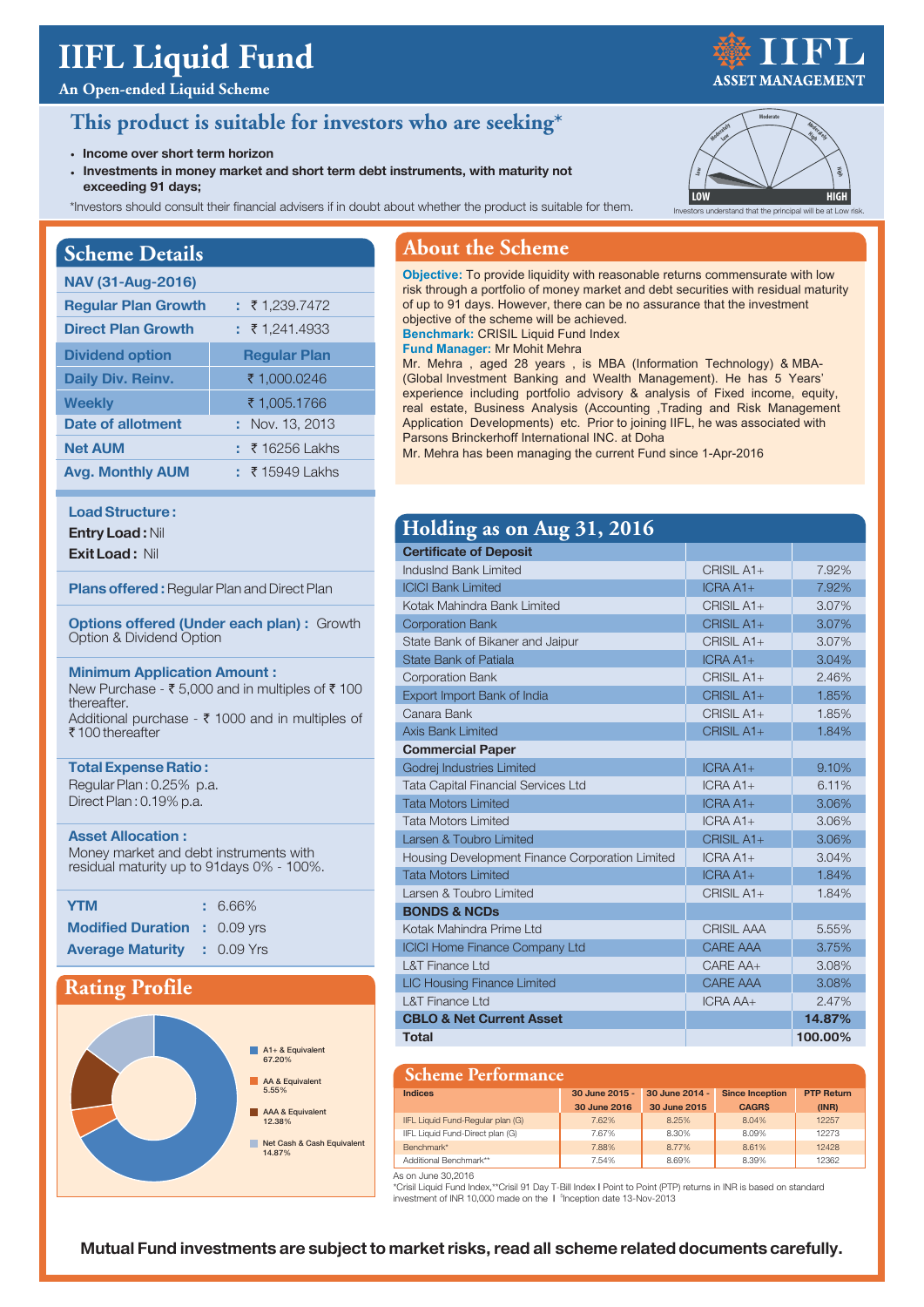# IIFL Liquid Fund

An Open-ended Liquid Scheme

## This product is suitable for investors who are seeking*

- **Income over short term horizon**
- **Investments in money market and short term debt instruments, with maturity not exceeding 91 days;**

*Investors should consult their financial advisers if in doubt about whether the product is suitable for them.

Investors understand that the principal will be at Low risk.

## Scheme Details

| NAV (31-Aug-2016) | |
|---|---|
| Regular Plan Growth | : ₹ 1,239.7472 |
| Direct Plan Growth | : ₹ 1,241.4933 |
| **Dividend option** | **Regular Plan** |
| Daily Div. Reinv. | ₹ 1,000.0246 |
| Weekly | ₹ 1,005.1766 |
| Date of allotment | : Nov. 13, 2013 |
| Net AUM | : ₹ 16256 Lakhs |
| Avg. Monthly AUM | : ₹ 15949 Lakhs |

**Load Structure:**
**Entry Load:** Nil
**Exit Load:** Nil

**Plans offered:** Regular Plan and Direct Plan

**Options offered (Under each plan):** Growth Option & Dividend Option

**Minimum Application Amount:**
New Purchase - ₹ 5,000 and in multiples of ₹ 100 thereafter.
Additional purchase - ₹ 1000 and in multiples of ₹ 100 thereafter

**Total Expense Ratio:**
Regular Plan: 0.25% p.a.
Direct Plan: 0.19% p.a.

**Asset Allocation:**
Money market and debt instruments with residual maturity up to 91days 0% - 100%.

| | |
|---|---|
| YTM | : 6.66% |
| Modified Duration | : 0.09 yrs |
| Average Maturity | : 0.09 Yrs |

## Rating Profile

- A1+ & Equivalent 67.20%
- AA & Equivalent 5.55%
- AAA & Equivalent 12.38%
- Net Cash & Cash Equivalent 14.87%

## About the Scheme

**Objective:** To provide liquidity with reasonable returns commensurate with low risk through a portfolio of money market and debt securities with residual maturity of up to 91 days. However, there can be no assurance that the investment objective of the scheme will be achieved.

**Benchmark:** CRISIL Liquid Fund Index

**Fund Manager:** Mr Mohit Mehra

Mr. Mehra , aged 28 years , is MBA (Information Technology) & MBA-(Global Investment Banking and Wealth Management). He has 5 Years' experience including portfolio advisory & analysis of Fixed income, equity, real estate, Business Analysis (Accounting ,Trading and Risk Management Application Developments) etc. Prior to joining IIFL, he was associated with Parsons Brinckerhoff International INC. at Doha

Mr. Mehra has been managing the current Fund since 1-Apr-2016

## Holding as on Aug 31, 2016

| Certificate of Deposit | | |
|---|---|---|
| IndusInd Bank Limited | CRISIL A1+ | 7.92% |
| ICICI Bank Limited | ICRA A1+ | 7.92% |
| Kotak Mahindra Bank Limited | CRISIL A1+ | 3.07% |
| Corporation Bank | CRISIL A1+ | 3.07% |
| State Bank of Bikaner and Jaipur | CRISIL A1+ | 3.07% |
| State Bank of Patiala | ICRA A1+ | 3.04% |
| Corporation Bank | CRISIL A1+ | 2.46% |
| Export Import Bank of India | CRISIL A1+ | 1.85% |
| Canara Bank | CRISIL A1+ | 1.85% |
| Axis Bank Limited | CRISIL A1+ | 1.84% |
| **Commercial Paper** | | |
| Godrej Industries Limited | ICRA A1+ | 9.10% |
| Tata Capital Financial Services Ltd | ICRA A1+ | 6.11% |
| Tata Motors Limited | ICRA A1+ | 3.06% |
| Tata Motors Limited | ICRA A1+ | 3.06% |
| Larsen & Toubro Limited | CRISIL A1+ | 3.06% |
| Housing Development Finance Corporation Limited | ICRA A1+ | 3.04% |
| Tata Motors Limited | ICRA A1+ | 1.84% |
| Larsen & Toubro Limited | CRISIL A1+ | 1.84% |
| **BONDS & NCDs** | | |
| Kotak Mahindra Prime Ltd | CRISIL AAA | 5.55% |
| ICICI Home Finance Company Ltd | CARE AAA | 3.75% |
| L&T Finance Ltd | CARE AA+ | 3.08% |
| LIC Housing Finance Limited | CARE AAA | 3.08% |
| L&T Finance Ltd | ICRA AA+ | 2.47% |
| **CBLO & Net Current Asset** | | **14.87%** |
| **Total** | | **100.00%** |

## Scheme Performance

| Indices | 30 June 2015 - 30 June 2016 | 30 June 2014 - 30 June 2015 | Since Inception CAGR$ | PTP Return (INR) |
|---|---|---|---|---|
| IIFL Liquid Fund-Regular plan (G) | 7.62% | 8.25% | 8.04% | 12257 |
| IIFL Liquid Fund-Direct plan (G) | 7.67% | 8.30% | 8.09% | 12273 |
| Benchmark* | 7.88% | 8.77% | 8.61% | 12428 |
| Additional Benchmark** | 7.54% | 8.69% | 8.39% | 12362 |

As on June 30,2016

*Crisil Liquid Fund Index,**Crisil 91 Day T-Bill Index I Point to Point (PTP) returns in INR is based on standard investment of INR 10,000 made on the I $Inception date 13-Nov-2013

**Mutual Fund investments are subject to market risks, read all scheme related documents carefully.**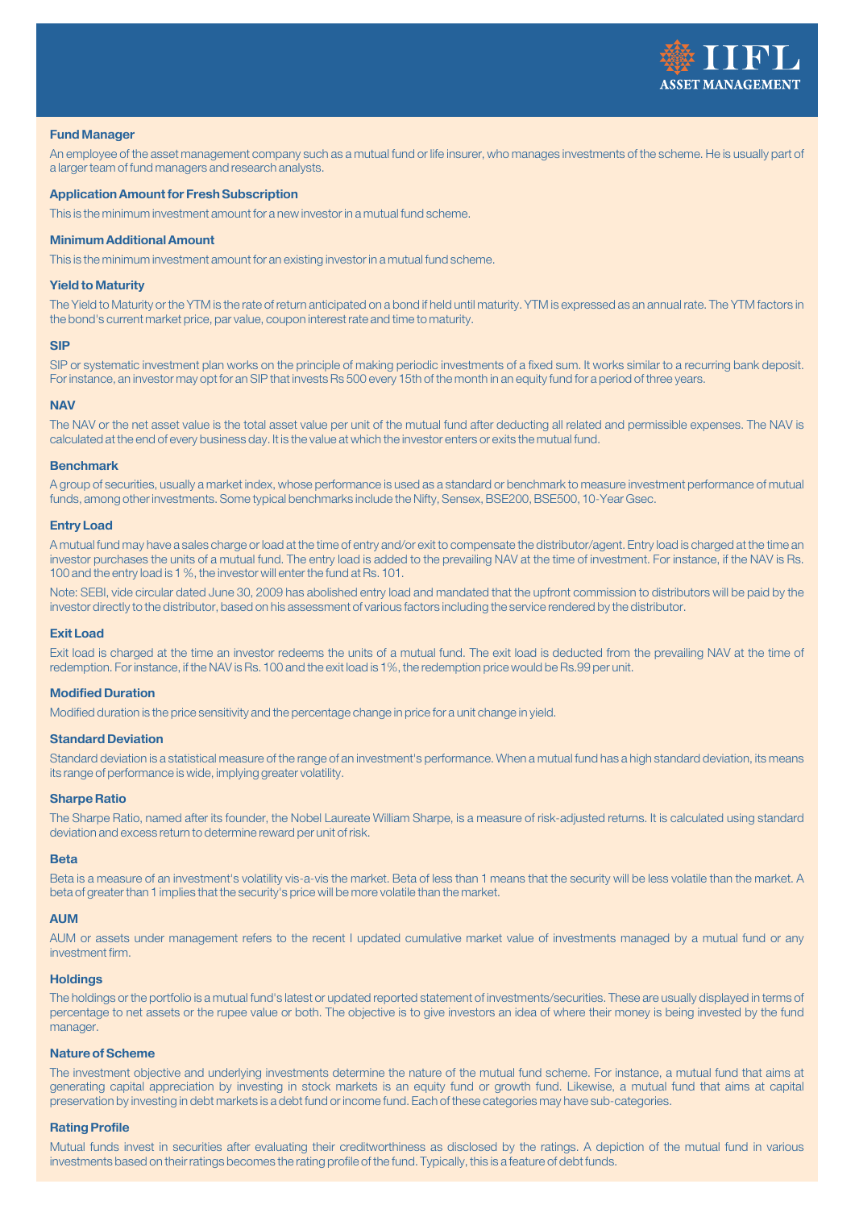IIFL ASSET MANAGEMENT

### Fund Manager

An employee of the asset management company such as a mutual fund or life insurer, who manages investments of the scheme. He is usually part of a larger team of fund managers and research analysts.

### Application Amount for Fresh Subscription

This is the minimum investment amount for a new investor in a mutual fund scheme.

### Minimum Additional Amount

This is the minimum investment amount for an existing investor in a mutual fund scheme.

### Yield to Maturity

The Yield to Maturity or the YTM is the rate of return anticipated on a bond if held until maturity. YTM is expressed as an annual rate. The YTM factors in the bond's current market price, par value, coupon interest rate and time to maturity.

### SIP

SIP or systematic investment plan works on the principle of making periodic investments of a fixed sum. It works similar to a recurring bank deposit. For instance, an investor may opt for an SIP that invests Rs 500 every 15th of the month in an equity fund for a period of three years.

### NAV

The NAV or the net asset value is the total asset value per unit of the mutual fund after deducting all related and permissible expenses. The NAV is calculated at the end of every business day. It is the value at which the investor enters or exits the mutual fund.

### Benchmark

A group of securities, usually a market index, whose performance is used as a standard or benchmark to measure investment performance of mutual funds, among other investments. Some typical benchmarks include the Nifty, Sensex, BSE200, BSE500, 10-Year Gsec.

### Entry Load

A mutual fund may have a sales charge or load at the time of entry and/or exit to compensate the distributor/agent. Entry load is charged at the time an investor purchases the units of a mutual fund. The entry load is added to the prevailing NAV at the time of investment. For instance, if the NAV is Rs. 100 and the entry load is 1 %, the investor will enter the fund at Rs. 101.

Note: SEBI, vide circular dated June 30, 2009 has abolished entry load and mandated that the upfront commission to distributors will be paid by the investor directly to the distributor, based on his assessment of various factors including the service rendered by the distributor.

### Exit Load

Exit load is charged at the time an investor redeems the units of a mutual fund. The exit load is deducted from the prevailing NAV at the time of redemption. For instance, if the NAV is Rs. 100 and the exit load is 1%, the redemption price would be Rs.99 per unit.

### Modified Duration

Modified duration is the price sensitivity and the percentage change in price for a unit change in yield.

### Standard Deviation

Standard deviation is a statistical measure of the range of an investment's performance. When a mutual fund has a high standard deviation, its means its range of performance is wide, implying greater volatility.

### Sharpe Ratio

The Sharpe Ratio, named after its founder, the Nobel Laureate William Sharpe, is a measure of risk-adjusted returns. It is calculated using standard deviation and excess return to determine reward per unit of risk.

### Beta

Beta is a measure of an investment's volatility vis-a-vis the market. Beta of less than 1 means that the security will be less volatile than the market. A beta of greater than 1 implies that the security's price will be more volatile than the market.

### AUM

AUM or assets under management refers to the recent I updated cumulative market value of investments managed by a mutual fund or any investment firm.

### Holdings

The holdings or the portfolio is a mutual fund's latest or updated reported statement of investments/securities. These are usually displayed in terms of percentage to net assets or the rupee value or both. The objective is to give investors an idea of where their money is being invested by the fund manager.

### Nature of Scheme

The investment objective and underlying investments determine the nature of the mutual fund scheme. For instance, a mutual fund that aims at generating capital appreciation by investing in stock markets is an equity fund or growth fund. Likewise, a mutual fund that aims at capital preservation by investing in debt markets is a debt fund or income fund. Each of these categories may have sub-categories.

### Rating Profile

Mutual funds invest in securities after evaluating their creditworthiness as disclosed by the ratings. A depiction of the mutual fund in various investments based on their ratings becomes the rating profile of the fund. Typically, this is a feature of debt funds.